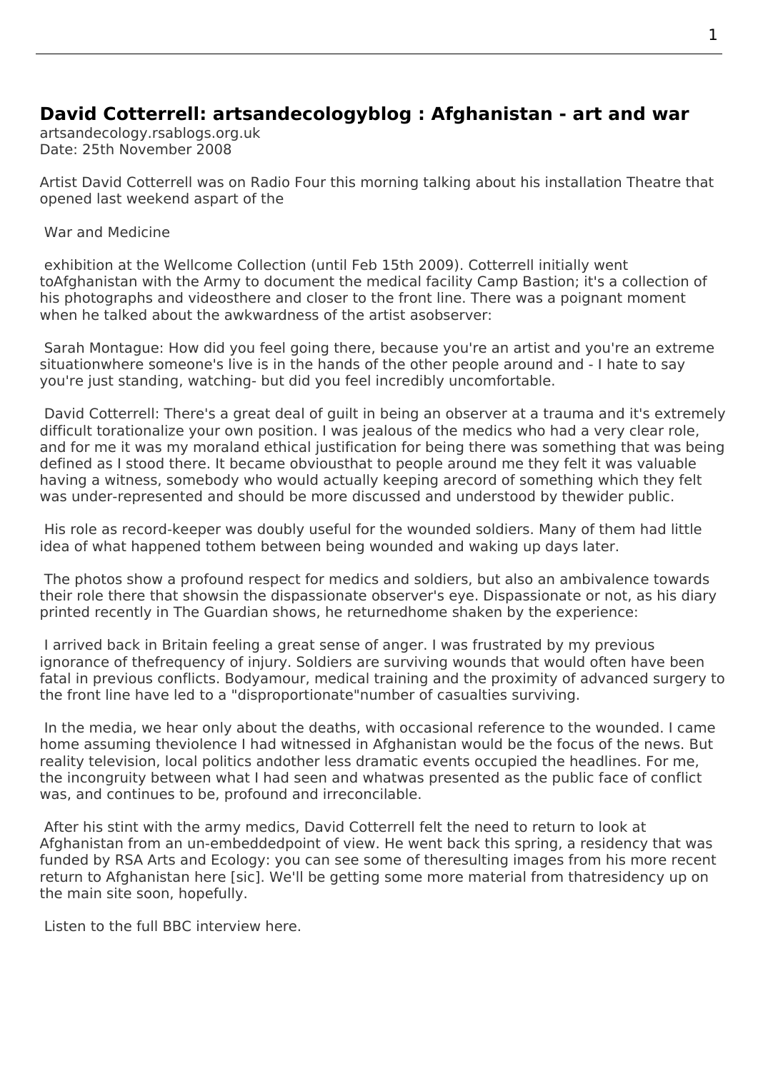## David Cotterrell: artsandecologyblog : Afghanistan - art and war

artsandecology.rsablogs.org.uk
Date: 25th November 2008

Artist David Cotterrell was on Radio Four this morning talking about his installation Theatre that opened last weekend aspart of the

War and Medicine

exhibition at the Wellcome Collection (until Feb 15th 2009). Cotterrell initially went toAfghanistan with the Army to document the medical facility Camp Bastion; it's a collection of his photographs and videosthere and closer to the front line. There was a poignant moment when he talked about the awkwardness of the artist asobserver:

Sarah Montague: How did you feel going there, because you're an artist and you're an extreme situationwhere someone's live is in the hands of the other people around and - I hate to say you're just standing, watching- but did you feel incredibly uncomfortable.

David Cotterrell: There's a great deal of guilt in being an observer at a trauma and it's extremely difficult torationalize your own position. I was jealous of the medics who had a very clear role, and for me it was my moraland ethical justification for being there was something that was being defined as I stood there. It became obviousthat to people around me they felt it was valuable having a witness, somebody who would actually keeping arecord of something which they felt was under-represented and should be more discussed and understood by thewider public.

His role as record-keeper was doubly useful for the wounded soldiers. Many of them had little idea of what happened tothem between being wounded and waking up days later.

The photos show a profound respect for medics and soldiers, but also an ambivalence towards their role there that showsin the dispassionate observer's eye. Dispassionate or not, as his diary printed recently in The Guardian shows, he returnedhome shaken by the experience:

I arrived back in Britain feeling a great sense of anger. I was frustrated by my previous ignorance of thefrequency of injury. Soldiers are surviving wounds that would often have been fatal in previous conflicts. Bodyamour, medical training and the proximity of advanced surgery to the front line have led to a "disproportionate"number of casualties surviving.

In the media, we hear only about the deaths, with occasional reference to the wounded. I came home assuming theviolence I had witnessed in Afghanistan would be the focus of the news. But reality television, local politics andother less dramatic events occupied the headlines. For me, the incongruity between what I had seen and whatwas presented as the public face of conflict was, and continues to be, profound and irreconcilable.

After his stint with the army medics, David Cotterrell felt the need to return to look at Afghanistan from an un-embeddedpoint of view. He went back this spring, a residency that was funded by RSA Arts and Ecology: you can see some of theresulting images from his more recent return to Afghanistan here [sic]. We'll be getting some more material from thatresidency up on the main site soon, hopefully.

Listen to the full BBC interview here.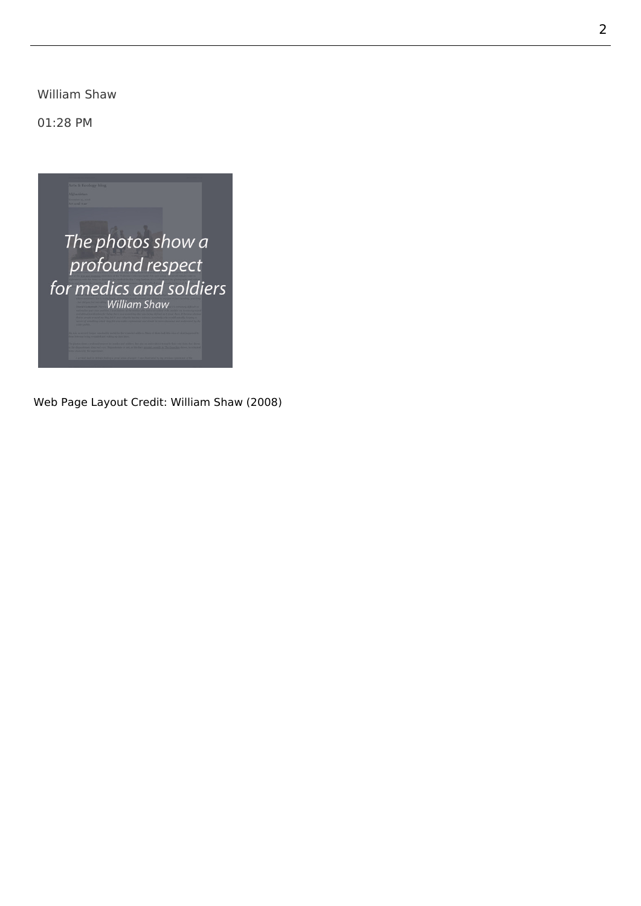William Shaw

01:28 PM

*The photos show a profound respect for medics and soldiers*
*William Shaw*

Web Page Layout Credit: William Shaw (2008)